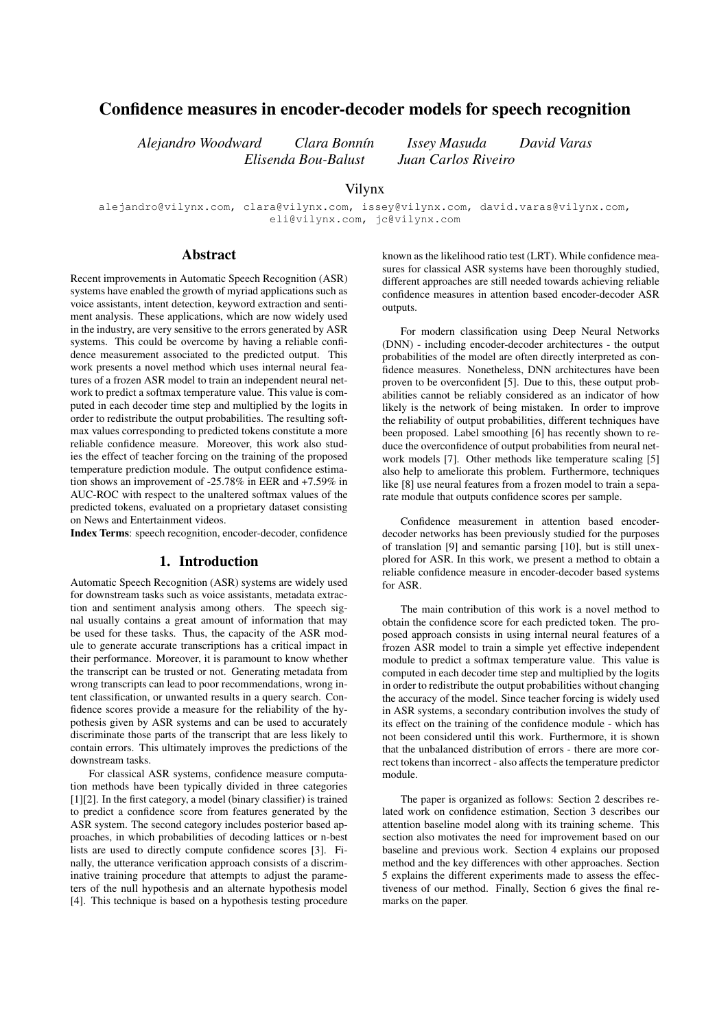# Confidence measures in encoder-decoder models for speech recognition

*Alejandro Woodward   Clara Bonnín   Issey Masuda   David Varas*
*Elisenda Bou-Balust   Juan Carlos Riveiro*

Vilynx

alejandro@vilynx.com, clara@vilynx.com, issey@vilynx.com, david.varas@vilynx.com, eli@vilynx.com, jc@vilynx.com

## Abstract

Recent improvements in Automatic Speech Recognition (ASR) systems have enabled the growth of myriad applications such as voice assistants, intent detection, keyword extraction and sentiment analysis. These applications, which are now widely used in the industry, are very sensitive to the errors generated by ASR systems. This could be overcome by having a reliable confidence measurement associated to the predicted output. This work presents a novel method which uses internal neural features of a frozen ASR model to train an independent neural network to predict a softmax temperature value. This value is computed in each decoder time step and multiplied by the logits in order to redistribute the output probabilities. The resulting softmax values corresponding to predicted tokens constitute a more reliable confidence measure. Moreover, this work also studies the effect of teacher forcing on the training of the proposed temperature prediction module. The output confidence estimation shows an improvement of -25.78% in EER and +7.59% in AUC-ROC with respect to the unaltered softmax values of the predicted tokens, evaluated on a proprietary dataset consisting on News and Entertainment videos.

**Index Terms**: speech recognition, encoder-decoder, confidence

## 1. Introduction

Automatic Speech Recognition (ASR) systems are widely used for downstream tasks such as voice assistants, metadata extraction and sentiment analysis among others. The speech signal usually contains a great amount of information that may be used for these tasks. Thus, the capacity of the ASR module to generate accurate transcriptions has a critical impact in their performance. Moreover, it is paramount to know whether the transcript can be trusted or not. Generating metadata from wrong transcripts can lead to poor recommendations, wrong intent classification, or unwanted results in a query search. Confidence scores provide a measure for the reliability of the hypothesis given by ASR systems and can be used to accurately discriminate those parts of the transcript that are less likely to contain errors. This ultimately improves the predictions of the downstream tasks.

For classical ASR systems, confidence measure computation methods have been typically divided in three categories [1][2]. In the first category, a model (binary classifier) is trained to predict a confidence score from features generated by the ASR system. The second category includes posterior based approaches, in which probabilities of decoding lattices or n-best lists are used to directly compute confidence scores [3]. Finally, the utterance verification approach consists of a discriminative training procedure that attempts to adjust the parameters of the null hypothesis and an alternate hypothesis model [4]. This technique is based on a hypothesis testing procedure known as the likelihood ratio test (LRT). While confidence measures for classical ASR systems have been thoroughly studied, different approaches are still needed towards achieving reliable confidence measures in attention based encoder-decoder ASR outputs.

For modern classification using Deep Neural Networks (DNN) - including encoder-decoder architectures - the output probabilities of the model are often directly interpreted as confidence measures. Nonetheless, DNN architectures have been proven to be overconfident [5]. Due to this, these output probabilities cannot be reliably considered as an indicator of how likely is the network of being mistaken. In order to improve the reliability of output probabilities, different techniques have been proposed. Label smoothing [6] has recently shown to reduce the overconfidence of output probabilities from neural network models [7]. Other methods like temperature scaling [5] also help to ameliorate this problem. Furthermore, techniques like [8] use neural features from a frozen model to train a separate module that outputs confidence scores per sample.

Confidence measurement in attention based encoder-decoder networks has been previously studied for the purposes of translation [9] and semantic parsing [10], but is still unexplored for ASR. In this work, we present a method to obtain a reliable confidence measure in encoder-decoder based systems for ASR.

The main contribution of this work is a novel method to obtain the confidence score for each predicted token. The proposed approach consists in using internal neural features of a frozen ASR model to train a simple yet effective independent module to predict a softmax temperature value. This value is computed in each decoder time step and multiplied by the logits in order to redistribute the output probabilities without changing the accuracy of the model. Since teacher forcing is widely used in ASR systems, a secondary contribution involves the study of its effect on the training of the confidence module - which has not been considered until this work. Furthermore, it is shown that the unbalanced distribution of errors - there are more correct tokens than incorrect - also affects the temperature predictor module.

The paper is organized as follows: Section 2 describes related work on confidence estimation, Section 3 describes our attention baseline model along with its training scheme. This section also motivates the need for improvement based on our baseline and previous work. Section 4 explains our proposed method and the key differences with other approaches. Section 5 explains the different experiments made to assess the effectiveness of our method. Finally, Section 6 gives the final remarks on the paper.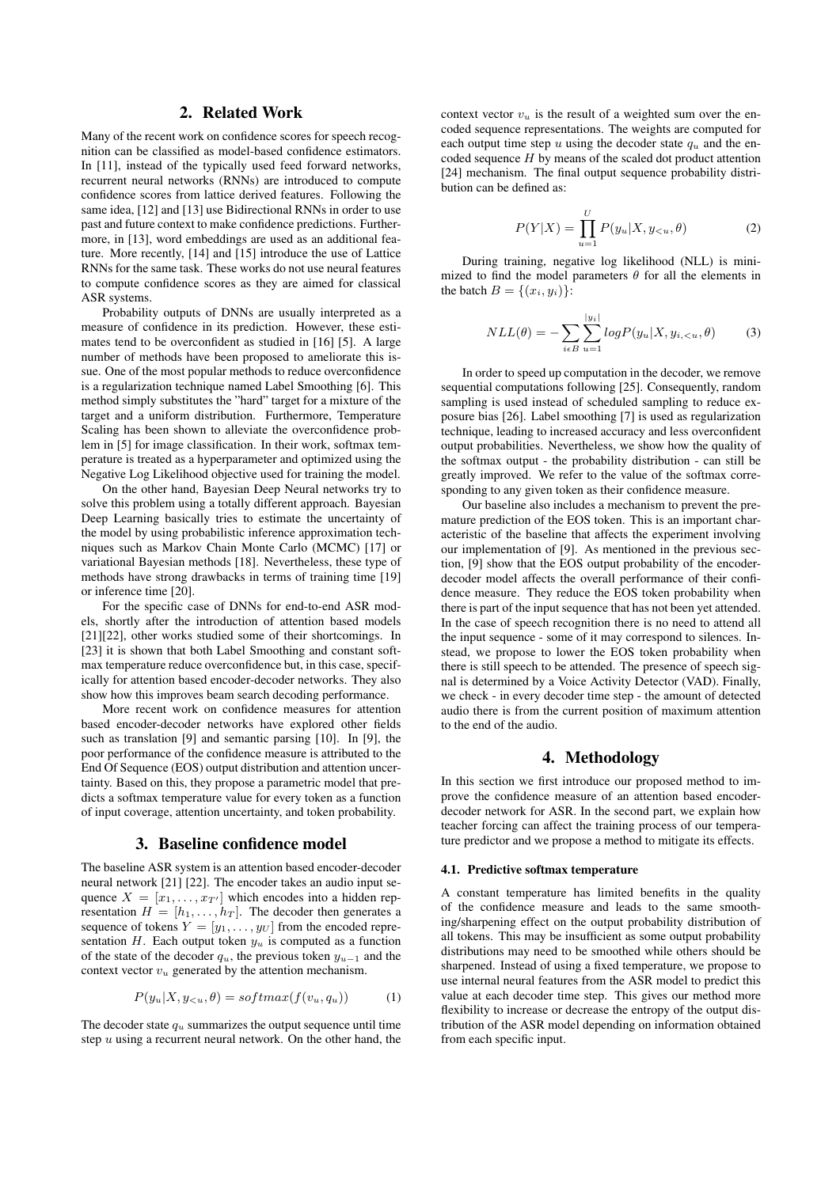## 2. Related Work

Many of the recent work on confidence scores for speech recognition can be classified as model-based confidence estimators. In [11], instead of the typically used feed forward networks, recurrent neural networks (RNNs) are introduced to compute confidence scores from lattice derived features. Following the same idea, [12] and [13] use Bidirectional RNNs in order to use past and future context to make confidence predictions. Furthermore, in [13], word embeddings are used as an additional feature. More recently, [14] and [15] introduce the use of Lattice RNNs for the same task. These works do not use neural features to compute confidence scores as they are aimed for classical ASR systems.

Probability outputs of DNNs are usually interpreted as a measure of confidence in its prediction. However, these estimates tend to be overconfident as studied in [16] [5]. A large number of methods have been proposed to ameliorate this issue. One of the most popular methods to reduce overconfidence is a regularization technique named Label Smoothing [6]. This method simply substitutes the "hard" target for a mixture of the target and a uniform distribution. Furthermore, Temperature Scaling has been shown to alleviate the overconfidence problem in [5] for image classification. In their work, softmax temperature is treated as a hyperparameter and optimized using the Negative Log Likelihood objective used for training the model.

On the other hand, Bayesian Deep Neural networks try to solve this problem using a totally different approach. Bayesian Deep Learning basically tries to estimate the uncertainty of the model by using probabilistic inference approximation techniques such as Markov Chain Monte Carlo (MCMC) [17] or variational Bayesian methods [18]. Nevertheless, these type of methods have strong drawbacks in terms of training time [19] or inference time [20].

For the specific case of DNNs for end-to-end ASR models, shortly after the introduction of attention based models [21][22], other works studied some of their shortcomings. In [23] it is shown that both Label Smoothing and constant softmax temperature reduce overconfidence but, in this case, specifically for attention based encoder-decoder networks. They also show how this improves beam search decoding performance.

More recent work on confidence measures for attention based encoder-decoder networks have explored other fields such as translation [9] and semantic parsing [10]. In [9], the poor performance of the confidence measure is attributed to the End Of Sequence (EOS) output distribution and attention uncertainty. Based on this, they propose a parametric model that predicts a softmax temperature value for every token as a function of input coverage, attention uncertainty, and token probability.

## 3. Baseline confidence model

The baseline ASR system is an attention based encoder-decoder neural network [21] [22]. The encoder takes an audio input sequence $X = [x_1, \ldots, x_{T'}]$ which encodes into a hidden representation $H = [h_1, \ldots, h_T]$. The decoder then generates a sequence of tokens $Y = [y_1, \ldots, y_U]$ from the encoded representation $H$. Each output token $y_u$ is computed as a function of the state of the decoder $q_u$, the previous token $y_{u-1}$ and the context vector $v_u$ generated by the attention mechanism.

$$P(y_u|X, y_{<u}, \theta) = softmax(f(v_u, q_u)) \tag{1}$$

The decoder state $q_u$ summarizes the output sequence until time step $u$ using a recurrent neural network. On the other hand, the context vector $v_u$ is the result of a weighted sum over the encoded sequence representations. The weights are computed for each output time step $u$ using the decoder state $q_u$ and the encoded sequence $H$ by means of the scaled dot product attention [24] mechanism. The final output sequence probability distribution can be defined as:

$$P(Y|X) = \prod_{u=1}^{U} P(y_u|X, y_{<u}, \theta) \tag{2}$$

During training, negative log likelihood (NLL) is minimized to find the model parameters $\theta$ for all the elements in the batch $B = \{(x_i, y_i)\}$:

$$NLL(\theta) = -\sum_{i \epsilon B} \sum_{u=1}^{|y_i|} logP(y_u|X, y_{i,<u}, \theta) \tag{3}$$

In order to speed up computation in the decoder, we remove sequential computations following [25]. Consequently, random sampling is used instead of scheduled sampling to reduce exposure bias [26]. Label smoothing [7] is used as regularization technique, leading to increased accuracy and less overconfident output probabilities. Nevertheless, we show how the quality of the softmax output - the probability distribution - can still be greatly improved. We refer to the value of the softmax corresponding to any given token as their confidence measure.

Our baseline also includes a mechanism to prevent the premature prediction of the EOS token. This is an important characteristic of the baseline that affects the experiment involving our implementation of [9]. As mentioned in the previous section, [9] show that the EOS output probability of the encoder-decoder model affects the overall performance of their confidence measure. They reduce the EOS token probability when there is part of the input sequence that has not been yet attended. In the case of speech recognition there is no need to attend all the input sequence - some of it may correspond to silences. Instead, we propose to lower the EOS token probability when there is still speech to be attended. The presence of speech signal is determined by a Voice Activity Detector (VAD). Finally, we check - in every decoder time step - the amount of detected audio there is from the current position of maximum attention to the end of the audio.

## 4. Methodology

In this section we first introduce our proposed method to improve the confidence measure of an attention based encoder-decoder network for ASR. In the second part, we explain how teacher forcing can affect the training process of our temperature predictor and we propose a method to mitigate its effects.

### 4.1. Predictive softmax temperature

A constant temperature has limited benefits in the quality of the confidence measure and leads to the same smoothing/sharpening effect on the output probability distribution of all tokens. This may be insufficient as some output probability distributions may need to be smoothed while others should be sharpened. Instead of using a fixed temperature, we propose to use internal neural features from the ASR model to predict this value at each decoder time step. This gives our method more flexibility to increase or decrease the entropy of the output distribution of the ASR model depending on information obtained from each specific input.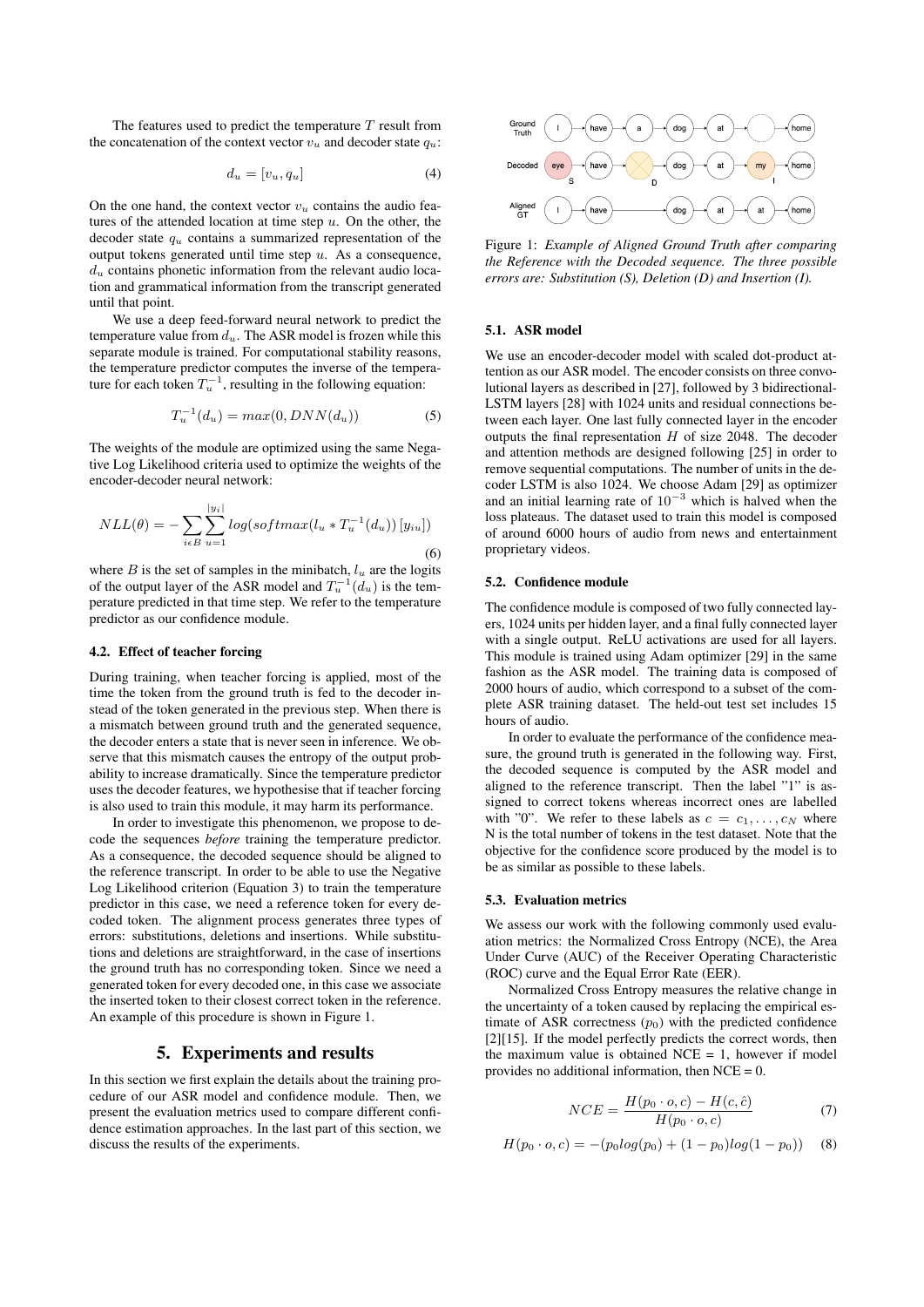The features used to predict the temperature $T$ result from the concatenation of the context vector $v_u$ and decoder state $q_u$:

$$d_u = [v_u, q_u] \tag{4}$$

On the one hand, the context vector $v_u$ contains the audio features of the attended location at time step $u$. On the other, the decoder state $q_u$ contains a summarized representation of the output tokens generated until time step $u$. As a consequence, $d_u$ contains phonetic information from the relevant audio location and grammatical information from the transcript generated until that point.

We use a deep feed-forward neural network to predict the temperature value from $d_u$. The ASR model is frozen while this separate module is trained. For computational stability reasons, the temperature predictor computes the inverse of the temperature for each token $T_u^{-1}$, resulting in the following equation:

$$T_u^{-1}(d_u) = max(0, DNN(d_u)) \tag{5}$$

The weights of the module are optimized using the same Negative Log Likelihood criteria used to optimize the weights of the encoder-decoder neural network:

$$NLL(\theta) = -\sum_{i \epsilon B} \sum_{u=1}^{|y_i|} log(softmax(l_u * T_u^{-1}(d_u)) [y_{iu}]) \tag{6}$$

where $B$ is the set of samples in the minibatch, $l_u$ are the logits of the output layer of the ASR model and $T_u^{-1}(d_u)$ is the temperature predicted in that time step. We refer to the temperature predictor as our confidence module.

### 4.2. Effect of teacher forcing

During training, when teacher forcing is applied, most of the time the token from the ground truth is fed to the decoder instead of the token generated in the previous step. When there is a mismatch between ground truth and the generated sequence, the decoder enters a state that is never seen in inference. We observe that this mismatch causes the entropy of the output probability to increase dramatically. Since the temperature predictor uses the decoder features, we hypothesise that if teacher forcing is also used to train this module, it may harm its performance.

In order to investigate this phenomenon, we propose to decode the sequences *before* training the temperature predictor. As a consequence, the decoded sequence should be aligned to the reference transcript. In order to be able to use the Negative Log Likelihood criterion (Equation 3) to train the temperature predictor in this case, we need a reference token for every decoded token. The alignment process generates three types of errors: substitutions, deletions and insertions. While substitutions and deletions are straightforward, in the case of insertions the ground truth has no corresponding token. Since we need a generated token for every decoded one, in this case we associate the inserted token to their closest correct token in the reference. An example of this procedure is shown in Figure 1.

Figure 1: *Example of Aligned Ground Truth after comparing the Reference with the Decoded sequence. The three possible errors are: Substitution (S), Deletion (D) and Insertion (I).*

## 5. Experiments and results

In this section we first explain the details about the training procedure of our ASR model and confidence module. Then, we present the evaluation metrics used to compare different confidence estimation approaches. In the last part of this section, we discuss the results of the experiments.

### 5.1. ASR model

We use an encoder-decoder model with scaled dot-product attention as our ASR model. The encoder consists on three convolutional layers as described in [27], followed by 3 bidirectional-LSTM layers [28] with 1024 units and residual connections between each layer. One last fully connected layer in the encoder outputs the final representation $H$ of size 2048. The decoder and attention methods are designed following [25] in order to remove sequential computations. The number of units in the decoder LSTM is also 1024. We choose Adam [29] as optimizer and an initial learning rate of $10^{-3}$ which is halved when the loss plateaus. The dataset used to train this model is composed of around 6000 hours of audio from news and entertainment proprietary videos.

### 5.2. Confidence module

The confidence module is composed of two fully connected layers, 1024 units per hidden layer, and a final fully connected layer with a single output. ReLU activations are used for all layers. This module is trained using Adam optimizer [29] in the same fashion as the ASR model. The training data is composed of 2000 hours of audio, which correspond to a subset of the complete ASR training dataset. The held-out test set includes 15 hours of audio.

In order to evaluate the performance of the confidence measure, the ground truth is generated in the following way. First, the decoded sequence is computed by the ASR model and aligned to the reference transcript. Then the label "1" is assigned to correct tokens whereas incorrect ones are labelled with "0". We refer to these labels as $c = c_1, \ldots, c_N$ where N is the total number of tokens in the test dataset. Note that the objective for the confidence score produced by the model is to be as similar as possible to these labels.

### 5.3. Evaluation metrics

We assess our work with the following commonly used evaluation metrics: the Normalized Cross Entropy (NCE), the Area Under Curve (AUC) of the Receiver Operating Characteristic (ROC) curve and the Equal Error Rate (EER).

Normalized Cross Entropy measures the relative change in the uncertainty of a token caused by replacing the empirical estimate of ASR correctness ($p_0$) with the predicted confidence [2][15]. If the model perfectly predicts the correct words, then the maximum value is obtained NCE = 1, however if model provides no additional information, then NCE = 0.

$$NCE = \frac{H(p_0 \cdot o, c) - H(c, \hat{c})}{H(p_0 \cdot o, c)} \tag{7}$$

$$H(p_0 \cdot o, c) = -(p_0 log(p_0) + (1 - p_0) log(1 - p_0)) \tag{8}$$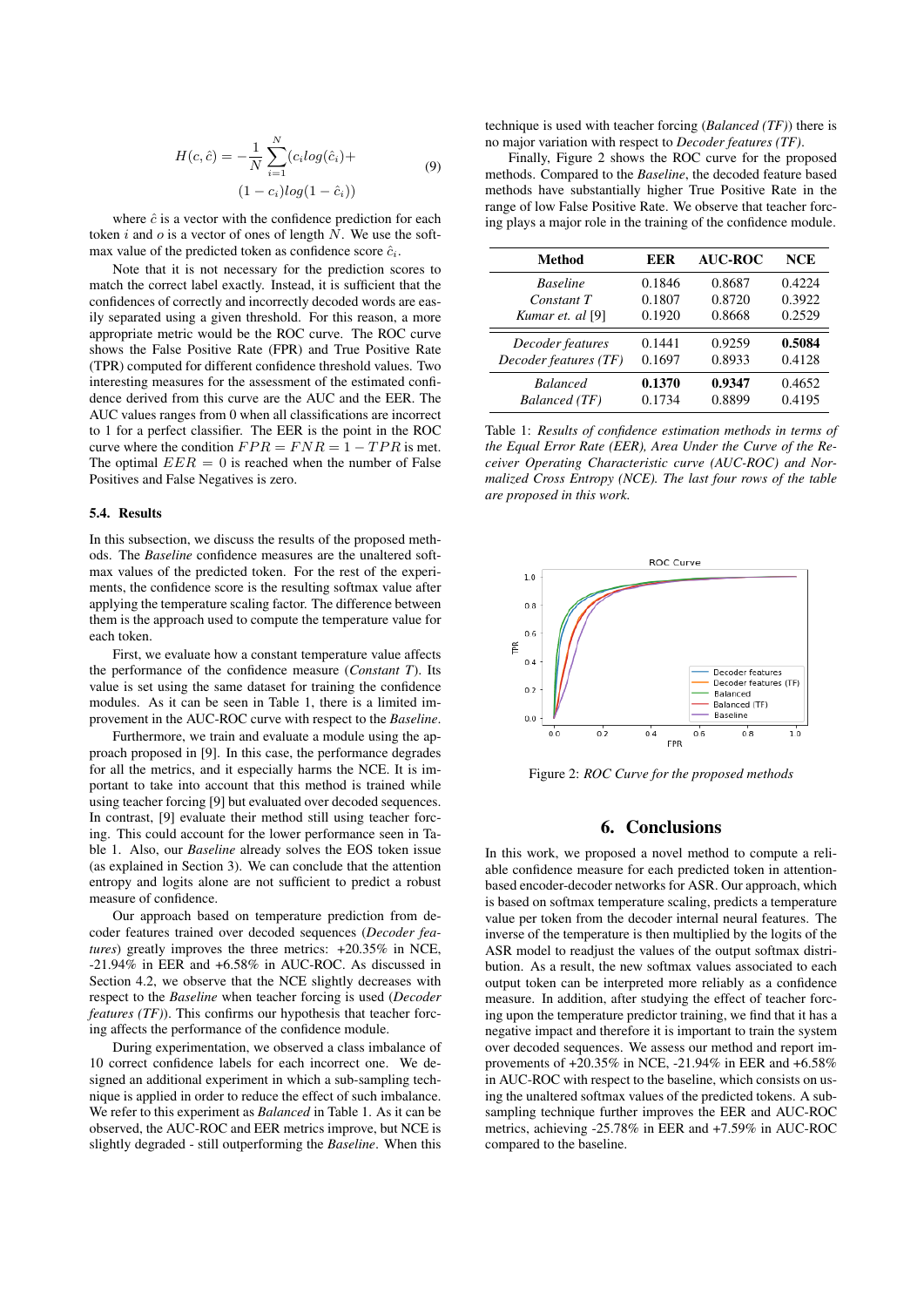$$H(c, \hat{c}) = -\frac{1}{N}\sum_{i=1}^{N}(c_i log(\hat{c}_i) + (1 - c_i) log(1 - \hat{c}_i)) \quad (9)$$

where $\hat{c}$ is a vector with the confidence prediction for each token $i$ and $o$ is a vector of ones of length $N$. We use the softmax value of the predicted token as confidence score $\hat{c}_i$.

Note that it is not necessary for the prediction scores to match the correct label exactly. Instead, it is sufficient that the confidences of correctly and incorrectly decoded words are easily separated using a given threshold. For this reason, a more appropriate metric would be the ROC curve. The ROC curve shows the False Positive Rate (FPR) and True Positive Rate (TPR) computed for different confidence threshold values. Two interesting measures for the assessment of the estimated confidence derived from this curve are the AUC and the EER. The AUC values ranges from 0 when all classifications are incorrect to 1 for a perfect classifier. The EER is the point in the ROC curve where the condition $FPR = FNR = 1 - TPR$ is met. The optimal $EER = 0$ is reached when the number of False Positives and False Negatives is zero.

### 5.4. Results

In this subsection, we discuss the results of the proposed methods. The *Baseline* confidence measures are the unaltered softmax values of the predicted token. For the rest of the experiments, the confidence score is the resulting softmax value after applying the temperature scaling factor. The difference between them is the approach used to compute the temperature value for each token.

First, we evaluate how a constant temperature value affects the performance of the confidence measure (*Constant T*). Its value is set using the same dataset for training the confidence modules. As it can be seen in Table 1, there is a limited improvement in the AUC-ROC curve with respect to the *Baseline*.

Furthermore, we train and evaluate a module using the approach proposed in [9]. In this case, the performance degrades for all the metrics, and it especially harms the NCE. It is important to take into account that this method is trained while using teacher forcing [9] but evaluated over decoded sequences. In contrast, [9] evaluate their method still using teacher forcing. This could account for the lower performance seen in Table 1. Also, our *Baseline* already solves the EOS token issue (as explained in Section 3). We can conclude that the attention entropy and logits alone are not sufficient to predict a robust measure of confidence.

Our approach based on temperature prediction from decoder features trained over decoded sequences (*Decoder features*) greatly improves the three metrics: +20.35% in NCE, -21.94% in EER and +6.58% in AUC-ROC. As discussed in Section 4.2, we observe that the NCE slightly decreases with respect to the *Baseline* when teacher forcing is used (*Decoder features (TF)*). This confirms our hypothesis that teacher forcing affects the performance of the confidence module.

During experimentation, we observed a class imbalance of 10 correct confidence labels for each incorrect one. We designed an additional experiment in which a sub-sampling technique is applied in order to reduce the effect of such imbalance. We refer to this experiment as *Balanced* in Table 1. As it can be observed, the AUC-ROC and EER metrics improve, but NCE is slightly degraded - still outperforming the *Baseline*. When this technique is used with teacher forcing (*Balanced (TF)*) there is no major variation with respect to *Decoder features (TF)*.

Finally, Figure 2 shows the ROC curve for the proposed methods. Compared to the *Baseline*, the decoded feature based methods have substantially higher True Positive Rate in the range of low False Positive Rate. We observe that teacher forcing plays a major role in the training of the confidence module.

| Method | EER | AUC-ROC | NCE |
|---|---|---|---|
| *Baseline* | 0.1846 | 0.8687 | 0.4224 |
| *Constant T* | 0.1807 | 0.8720 | 0.3922 |
| *Kumar et. al* [9] | 0.1920 | 0.8668 | 0.2529 |
| *Decoder features* | 0.1441 | 0.9259 | **0.5084** |
| *Decoder features (TF)* | 0.1697 | 0.8933 | 0.4128 |
| *Balanced* | **0.1370** | **0.9347** | 0.4652 |
| *Balanced (TF)* | 0.1734 | 0.8899 | 0.4195 |

Table 1: *Results of confidence estimation methods in terms of the Equal Error Rate (EER), Area Under the Curve of the Receiver Operating Characteristic curve (AUC-ROC) and Normalized Cross Entropy (NCE). The last four rows of the table are proposed in this work.*

Figure 2: *ROC Curve for the proposed methods*

## 6. Conclusions

In this work, we proposed a novel method to compute a reliable confidence measure for each predicted token in attention-based encoder-decoder networks for ASR. Our approach, which is based on softmax temperature scaling, predicts a temperature value per token from the decoder internal neural features. The inverse of the temperature is then multiplied by the logits of the ASR model to readjust the values of the output softmax distribution. As a result, the new softmax values associated to each output token can be interpreted more reliably as a confidence measure. In addition, after studying the effect of teacher forcing upon the temperature predictor training, we find that it has a negative impact and therefore it is important to train the system over decoded sequences. We assess our method and report improvements of +20.35% in NCE, -21.94% in EER and +6.58% in AUC-ROC with respect to the baseline, which consists on using the unaltered softmax values of the predicted tokens. A sub-sampling technique further improves the EER and AUC-ROC metrics, achieving -25.78% in EER and +7.59% in AUC-ROC compared to the baseline.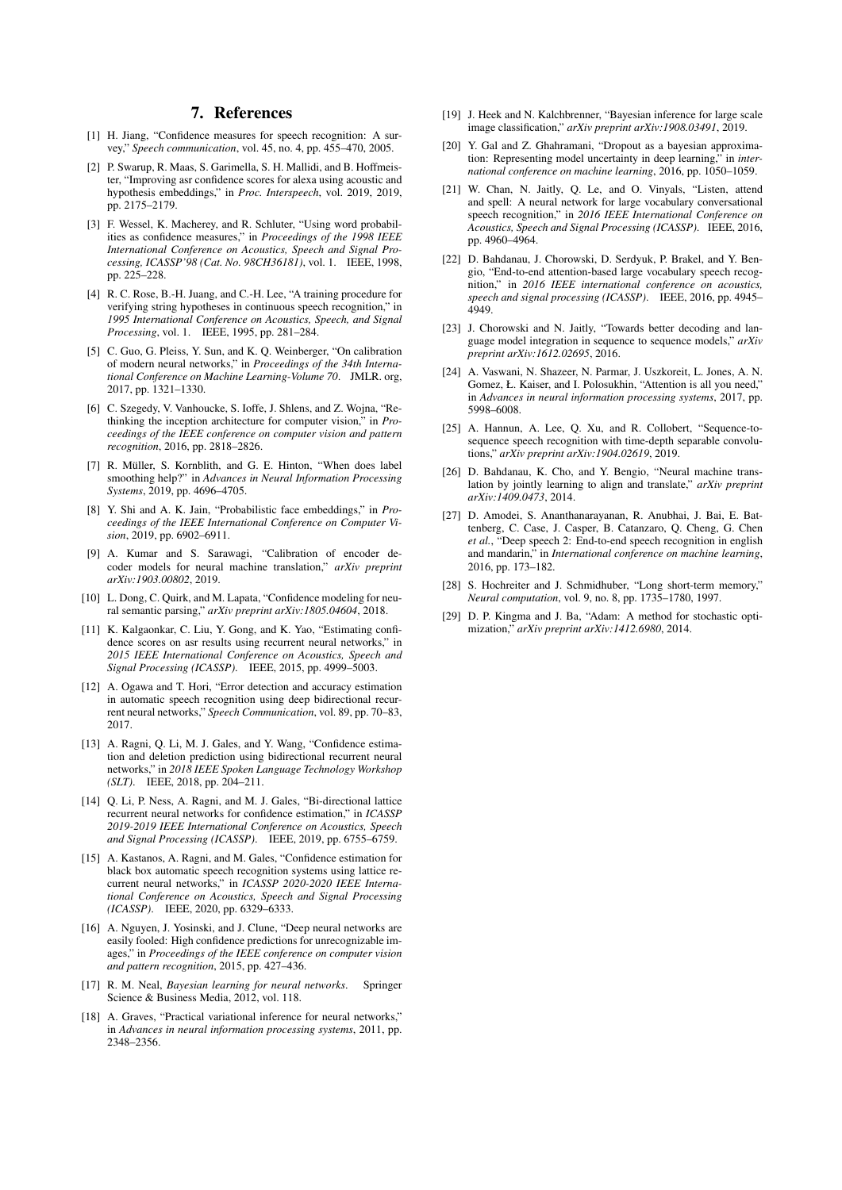## 7. References

[1] H. Jiang, "Confidence measures for speech recognition: A survey," *Speech communication*, vol. 45, no. 4, pp. 455–470, 2005.

[2] P. Swarup, R. Maas, S. Garimella, S. H. Mallidi, and B. Hoffmeister, "Improving asr confidence scores for alexa using acoustic and hypothesis embeddings," in *Proc. Interspeech*, vol. 2019, 2019, pp. 2175–2179.

[3] F. Wessel, K. Macherey, and R. Schluter, "Using word probabilities as confidence measures," in *Proceedings of the 1998 IEEE International Conference on Acoustics, Speech and Signal Processing, ICASSP'98 (Cat. No. 98CH36181)*, vol. 1. IEEE, 1998, pp. 225–228.

[4] R. C. Rose, B.-H. Juang, and C.-H. Lee, "A training procedure for verifying string hypotheses in continuous speech recognition," in *1995 International Conference on Acoustics, Speech, and Signal Processing*, vol. 1. IEEE, 1995, pp. 281–284.

[5] C. Guo, G. Pleiss, Y. Sun, and K. Q. Weinberger, "On calibration of modern neural networks," in *Proceedings of the 34th International Conference on Machine Learning-Volume 70*. JMLR. org, 2017, pp. 1321–1330.

[6] C. Szegedy, V. Vanhoucke, S. Ioffe, J. Shlens, and Z. Wojna, "Rethinking the inception architecture for computer vision," in *Proceedings of the IEEE conference on computer vision and pattern recognition*, 2016, pp. 2818–2826.

[7] R. Müller, S. Kornblith, and G. E. Hinton, "When does label smoothing help?" in *Advances in Neural Information Processing Systems*, 2019, pp. 4696–4705.

[8] Y. Shi and A. K. Jain, "Probabilistic face embeddings," in *Proceedings of the IEEE International Conference on Computer Vision*, 2019, pp. 6902–6911.

[9] A. Kumar and S. Sarawagi, "Calibration of encoder decoder models for neural machine translation," *arXiv preprint arXiv:1903.00802*, 2019.

[10] L. Dong, C. Quirk, and M. Lapata, "Confidence modeling for neural semantic parsing," *arXiv preprint arXiv:1805.04604*, 2018.

[11] K. Kalgaonkar, C. Liu, Y. Gong, and K. Yao, "Estimating confidence scores on asr results using recurrent neural networks," in *2015 IEEE International Conference on Acoustics, Speech and Signal Processing (ICASSP)*. IEEE, 2015, pp. 4999–5003.

[12] A. Ogawa and T. Hori, "Error detection and accuracy estimation in automatic speech recognition using deep bidirectional recurrent neural networks," *Speech Communication*, vol. 89, pp. 70–83, 2017.

[13] A. Ragni, Q. Li, M. J. Gales, and Y. Wang, "Confidence estimation and deletion prediction using bidirectional recurrent neural networks," in *2018 IEEE Spoken Language Technology Workshop (SLT)*. IEEE, 2018, pp. 204–211.

[14] Q. Li, P. Ness, A. Ragni, and M. J. Gales, "Bi-directional lattice recurrent neural networks for confidence estimation," in *ICASSP 2019-2019 IEEE International Conference on Acoustics, Speech and Signal Processing (ICASSP)*. IEEE, 2019, pp. 6755–6759.

[15] A. Kastanos, A. Ragni, and M. Gales, "Confidence estimation for black box automatic speech recognition systems using lattice recurrent neural networks," in *ICASSP 2020-2020 IEEE International Conference on Acoustics, Speech and Signal Processing (ICASSP)*. IEEE, 2020, pp. 6329–6333.

[16] A. Nguyen, J. Yosinski, and J. Clune, "Deep neural networks are easily fooled: High confidence predictions for unrecognizable images," in *Proceedings of the IEEE conference on computer vision and pattern recognition*, 2015, pp. 427–436.

[17] R. M. Neal, *Bayesian learning for neural networks*. Springer Science & Business Media, 2012, vol. 118.

[18] A. Graves, "Practical variational inference for neural networks," in *Advances in neural information processing systems*, 2011, pp. 2348–2356.

[19] J. Heek and N. Kalchbrenner, "Bayesian inference for large scale image classification," *arXiv preprint arXiv:1908.03491*, 2019.

[20] Y. Gal and Z. Ghahramani, "Dropout as a bayesian approximation: Representing model uncertainty in deep learning," in *international conference on machine learning*, 2016, pp. 1050–1059.

[21] W. Chan, N. Jaitly, Q. Le, and O. Vinyals, "Listen, attend and spell: A neural network for large vocabulary conversational speech recognition," in *2016 IEEE International Conference on Acoustics, Speech and Signal Processing (ICASSP)*. IEEE, 2016, pp. 4960–4964.

[22] D. Bahdanau, J. Chorowski, D. Serdyuk, P. Brakel, and Y. Bengio, "End-to-end attention-based large vocabulary speech recognition," in *2016 IEEE international conference on acoustics, speech and signal processing (ICASSP)*. IEEE, 2016, pp. 4945–4949.

[23] J. Chorowski and N. Jaitly, "Towards better decoding and language model integration in sequence to sequence models," *arXiv preprint arXiv:1612.02695*, 2016.

[24] A. Vaswani, N. Shazeer, N. Parmar, J. Uszkoreit, L. Jones, A. N. Gomez, Ł. Kaiser, and I. Polosukhin, "Attention is all you need," in *Advances in neural information processing systems*, 2017, pp. 5998–6008.

[25] A. Hannun, A. Lee, Q. Xu, and R. Collobert, "Sequence-to-sequence speech recognition with time-depth separable convolutions," *arXiv preprint arXiv:1904.02619*, 2019.

[26] D. Bahdanau, K. Cho, and Y. Bengio, "Neural machine translation by jointly learning to align and translate," *arXiv preprint arXiv:1409.0473*, 2014.

[27] D. Amodei, S. Ananthanarayanan, R. Anubhai, J. Bai, E. Battenberg, C. Case, J. Casper, B. Catanzaro, Q. Cheng, G. Chen *et al.*, "Deep speech 2: End-to-end speech recognition in english and mandarin," in *International conference on machine learning*, 2016, pp. 173–182.

[28] S. Hochreiter and J. Schmidhuber, "Long short-term memory," *Neural computation*, vol. 9, no. 8, pp. 1735–1780, 1997.

[29] D. P. Kingma and J. Ba, "Adam: A method for stochastic optimization," *arXiv preprint arXiv:1412.6980*, 2014.